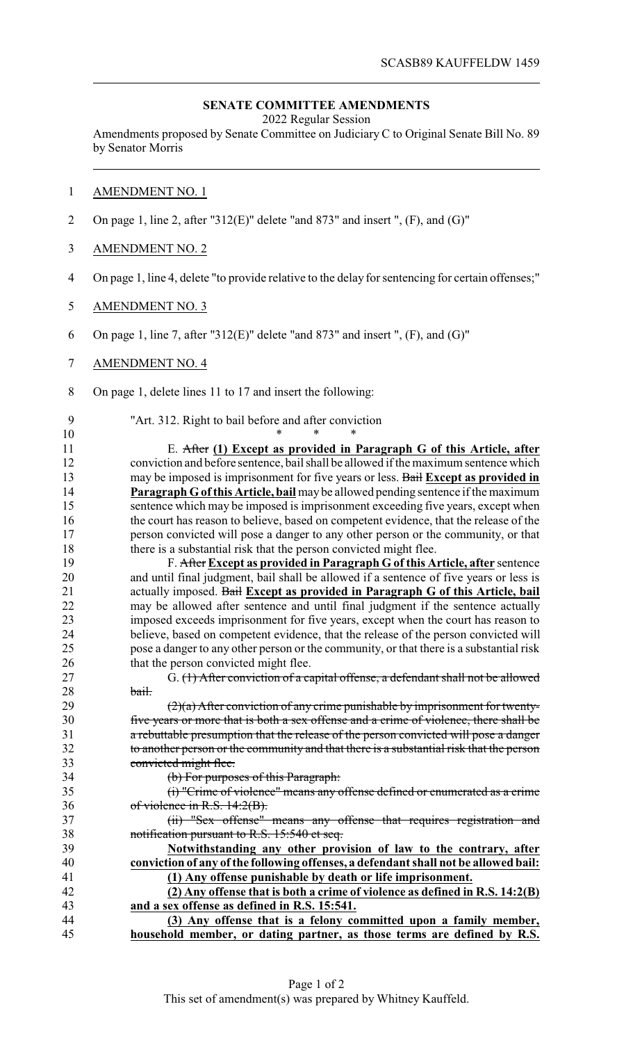**SENATE COMMITTEE AMENDMENTS**

2022 Regular Session

Amendments proposed by Senate Committee on Judiciary C to Original Senate Bill No. 89 by Senator Morris

AMENDMENT NO. 1

On page 1, line 2, after "312(E)" delete "and 873" and insert ", (F), and (G)"

AMENDMENT NO. 2

On page 1, line 4, delete "to provide relative to the delay for sentencing for certain offenses;"

AMENDMENT NO. 3

On page 1, line 7, after "312(E)" delete "and 873" and insert ", (F), and (G)"

AMENDMENT NO. 4

On page 1, delete lines 11 to 17 and insert the following:

"Art. 312. Right to bail before and after conviction

\* \* \*

E. ~~After~~ **(1) Except as provided in Paragraph G of this Article, after** conviction and before sentence, bail shall be allowed if the maximum sentence which may be imposed is imprisonment for five years or less. ~~Bail~~ **Except as provided in Paragraph G of this Article, bail** may be allowed pending sentence if the maximum sentence which may be imposed is imprisonment exceeding five years, except when the court has reason to believe, based on competent evidence, that the release of the person convicted will pose a danger to any other person or the community, or that there is a substantial risk that the person convicted might flee.

F. ~~After~~ **Except as provided in Paragraph G of this Article, after** sentence and until final judgment, bail shall be allowed if a sentence of five years or less is actually imposed. ~~Bail~~ **Except as provided in Paragraph G of this Article, bail** may be allowed after sentence and until final judgment if the sentence actually imposed exceeds imprisonment for five years, except when the court has reason to believe, based on competent evidence, that the release of the person convicted will pose a danger to any other person or the community, or that there is a substantial risk that the person convicted might flee.

G. ~~(1) After conviction of a capital offense, a defendant shall not be allowed bail.~~

~~(2)(a) After conviction of any crime punishable by imprisonment for twenty-five years or more that is both a sex offense and a crime of violence, there shall be a rebuttable presumption that the release of the person convicted will pose a danger to another person or the community and that there is a substantial risk that the person convicted might flee.~~

~~(b) For purposes of this Paragraph:~~

~~(i) "Crime of violence" means any offense defined or enumerated as a crime of violence in R.S. 14:2(B).~~

~~(ii) "Sex offense" means any offense that requires registration and notification pursuant to R.S. 15:540 et seq.~~

**Notwithstanding any other provision of law to the contrary, after conviction of any of the following offenses, a defendant shall not be allowed bail:**

**(1) Any offense punishable by death or life imprisonment.**

**(2) Any offense that is both a crime of violence as defined in R.S. 14:2(B) and a sex offense as defined in R.S. 15:541.**

**(3) Any offense that is a felony committed upon a family member, household member, or dating partner, as those terms are defined by R.S.**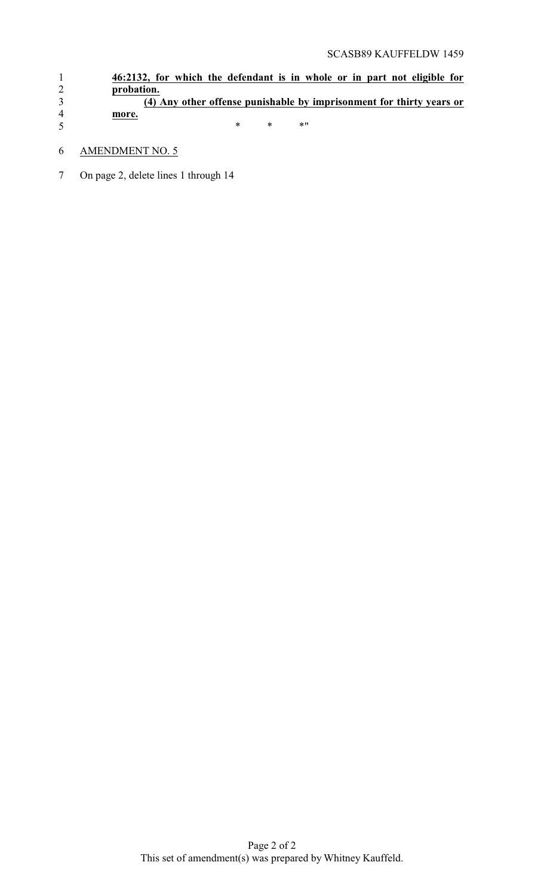**46:2132, for which the defendant is in whole or in part not eligible for probation.**

**(4) Any other offense punishable by imprisonment for thirty years or more.**

\* \* \*"

AMENDMENT NO. 5

On page 2, delete lines 1 through 14

This set of amendment(s) was prepared by Whitney Kauffeld.